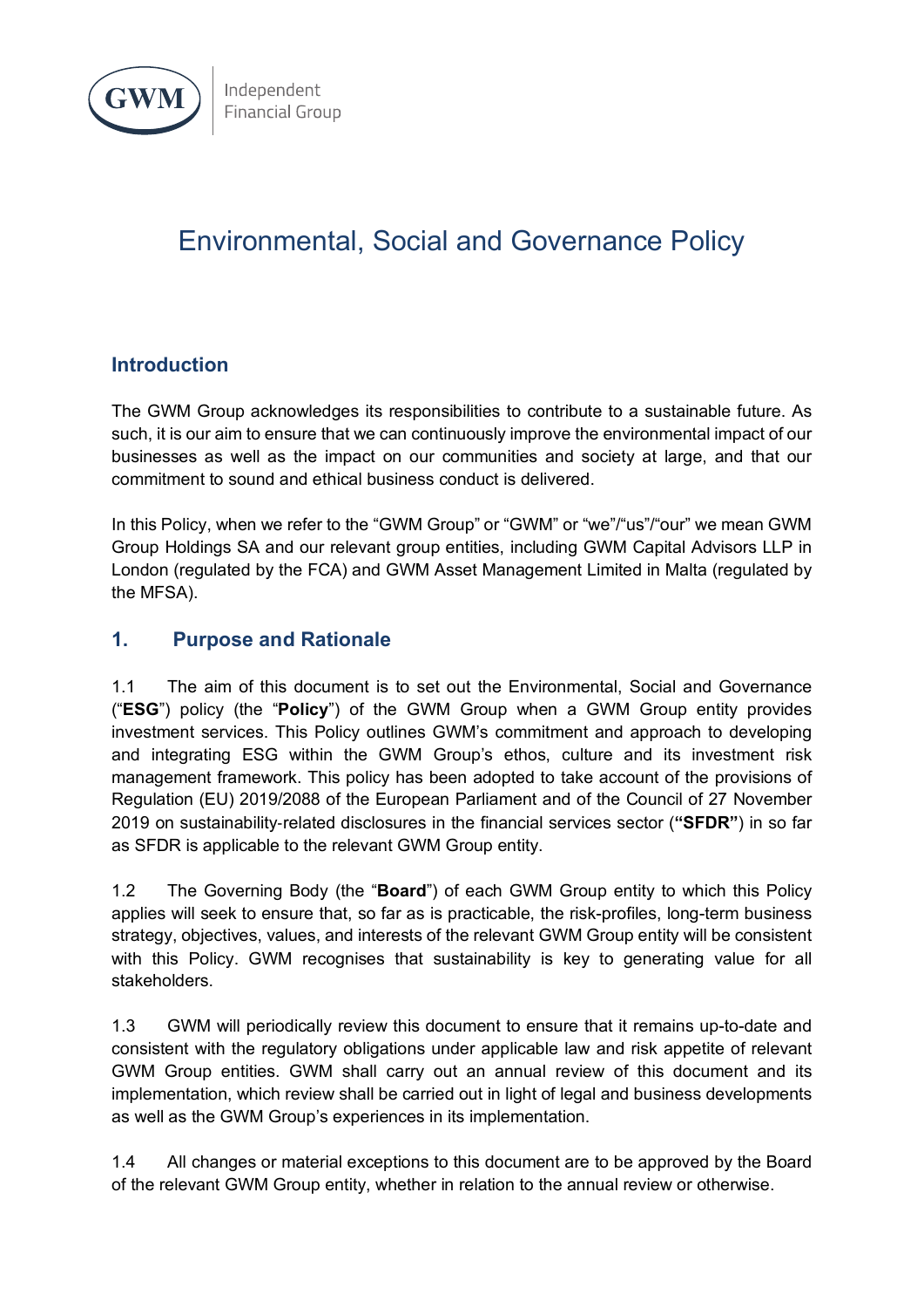# Environmental, Social and Governance Policy

## Introduction

The GWM Group acknowledges its responsibilities to contribute to a sustainable future. As such, it is our aim to ensure that we can continuously improve the environmental impact of our businesses as well as the impact on our communities and society at large, and that our commitment to sound and ethical business conduct is delivered.

In this Policy, when we refer to the "GWM Group" or "GWM" or "we"/"us"/"our" we mean GWM Group Holdings SA and our relevant group entities, including GWM Capital Advisors LLP in London (regulated by the FCA) and GWM Asset Management Limited in Malta (regulated by the MFSA).

## 1. Purpose and Rationale

1.1 The aim of this document is to set out the Environmental, Social and Governance ("**ESG**") policy (the "**Policy**") of the GWM Group when a GWM Group entity provides investment services. This Policy outlines GWM's commitment and approach to developing and integrating ESG within the GWM Group's ethos, culture and its investment risk management framework. This policy has been adopted to take account of the provisions of Regulation (EU) 2019/2088 of the European Parliament and of the Council of 27 November 2019 on sustainability-related disclosures in the financial services sector (**"SFDR"**) in so far as SFDR is applicable to the relevant GWM Group entity.

1.2 The Governing Body (the "**Board**") of each GWM Group entity to which this Policy applies will seek to ensure that, so far as is practicable, the risk-profiles, long-term business strategy, objectives, values, and interests of the relevant GWM Group entity will be consistent with this Policy. GWM recognises that sustainability is key to generating value for all stakeholders.

1.3 GWM will periodically review this document to ensure that it remains up-to-date and consistent with the regulatory obligations under applicable law and risk appetite of relevant GWM Group entities. GWM shall carry out an annual review of this document and its implementation, which review shall be carried out in light of legal and business developments as well as the GWM Group's experiences in its implementation.

1.4 All changes or material exceptions to this document are to be approved by the Board of the relevant GWM Group entity, whether in relation to the annual review or otherwise.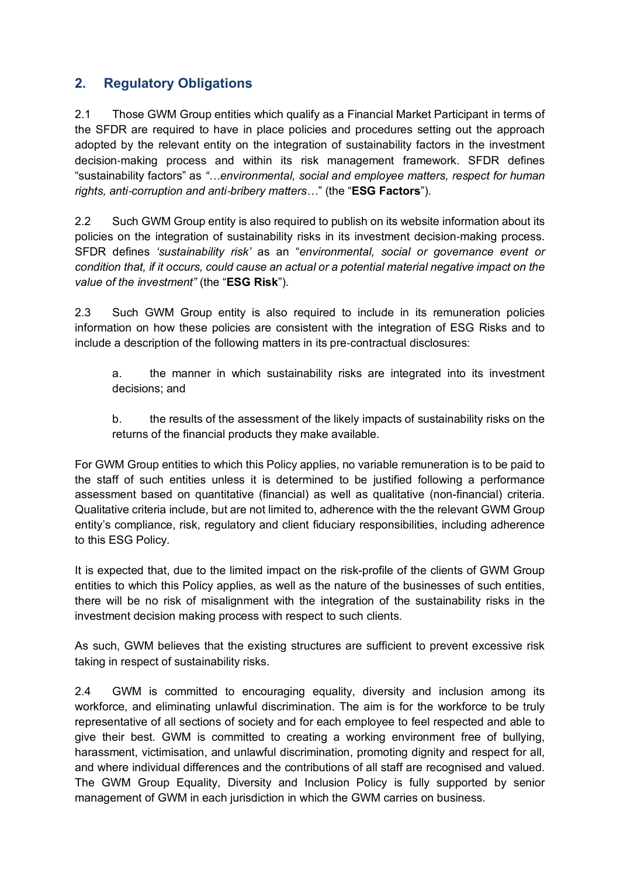## 2. Regulatory Obligations

2.1 Those GWM Group entities which qualify as a Financial Market Participant in terms of the SFDR are required to have in place policies and procedures setting out the approach adopted by the relevant entity on the integration of sustainability factors in the investment decision-making process and within its risk management framework. SFDR defines "sustainability factors" as *"…environmental, social and employee matters, respect for human rights, anti-corruption and anti-bribery matters…"* (the "**ESG Factors**").

2.2 Such GWM Group entity is also required to publish on its website information about its policies on the integration of sustainability risks in its investment decision-making process. SFDR defines *'sustainability risk'* as an "*environmental, social or governance event or condition that, if it occurs, could cause an actual or a potential material negative impact on the value of the investment"* (the "**ESG Risk**").

2.3 Such GWM Group entity is also required to include in its remuneration policies information on how these policies are consistent with the integration of ESG Risks and to include a description of the following matters in its pre-contractual disclosures:

a. the manner in which sustainability risks are integrated into its investment decisions; and

b. the results of the assessment of the likely impacts of sustainability risks on the returns of the financial products they make available.

For GWM Group entities to which this Policy applies, no variable remuneration is to be paid to the staff of such entities unless it is determined to be justified following a performance assessment based on quantitative (financial) as well as qualitative (non-financial) criteria. Qualitative criteria include, but are not limited to, adherence with the the relevant GWM Group entity's compliance, risk, regulatory and client fiduciary responsibilities, including adherence to this ESG Policy.

It is expected that, due to the limited impact on the risk-profile of the clients of GWM Group entities to which this Policy applies, as well as the nature of the businesses of such entities, there will be no risk of misalignment with the integration of the sustainability risks in the investment decision making process with respect to such clients.

As such, GWM believes that the existing structures are sufficient to prevent excessive risk taking in respect of sustainability risks.

2.4 GWM is committed to encouraging equality, diversity and inclusion among its workforce, and eliminating unlawful discrimination. The aim is for the workforce to be truly representative of all sections of society and for each employee to feel respected and able to give their best. GWM is committed to creating a working environment free of bullying, harassment, victimisation, and unlawful discrimination, promoting dignity and respect for all, and where individual differences and the contributions of all staff are recognised and valued. The GWM Group Equality, Diversity and Inclusion Policy is fully supported by senior management of GWM in each jurisdiction in which the GWM carries on business.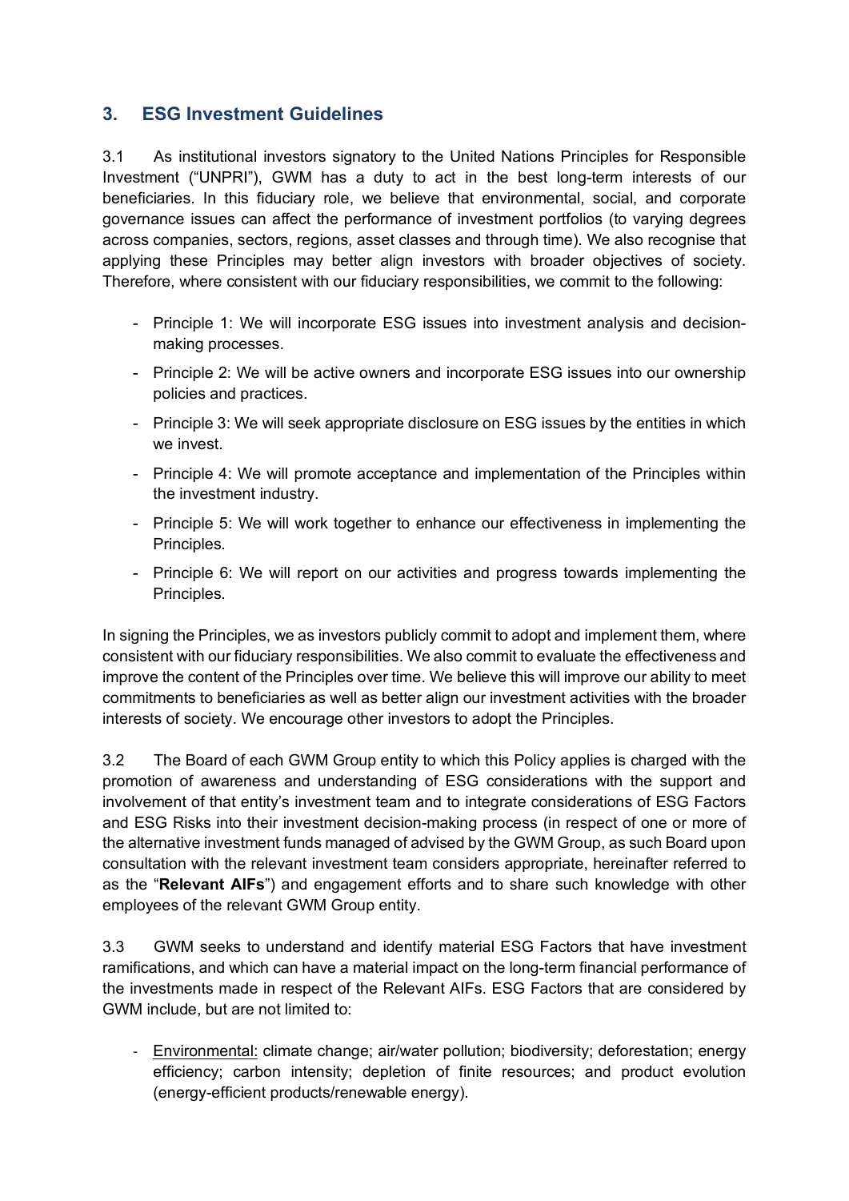## 3. ESG Investment Guidelines

3.1 As institutional investors signatory to the United Nations Principles for Responsible Investment ("UNPRI"), GWM has a duty to act in the best long-term interests of our beneficiaries. In this fiduciary role, we believe that environmental, social, and corporate governance issues can affect the performance of investment portfolios (to varying degrees across companies, sectors, regions, asset classes and through time). We also recognise that applying these Principles may better align investors with broader objectives of society. Therefore, where consistent with our fiduciary responsibilities, we commit to the following:

- Principle 1: We will incorporate ESG issues into investment analysis and decision-making processes.
- Principle 2: We will be active owners and incorporate ESG issues into our ownership policies and practices.
- Principle 3: We will seek appropriate disclosure on ESG issues by the entities in which we invest.
- Principle 4: We will promote acceptance and implementation of the Principles within the investment industry.
- Principle 5: We will work together to enhance our effectiveness in implementing the Principles.
- Principle 6: We will report on our activities and progress towards implementing the Principles.

In signing the Principles, we as investors publicly commit to adopt and implement them, where consistent with our fiduciary responsibilities. We also commit to evaluate the effectiveness and improve the content of the Principles over time. We believe this will improve our ability to meet commitments to beneficiaries as well as better align our investment activities with the broader interests of society. We encourage other investors to adopt the Principles.

3.2 The Board of each GWM Group entity to which this Policy applies is charged with the promotion of awareness and understanding of ESG considerations with the support and involvement of that entity's investment team and to integrate considerations of ESG Factors and ESG Risks into their investment decision-making process (in respect of one or more of the alternative investment funds managed of advised by the GWM Group, as such Board upon consultation with the relevant investment team considers appropriate, hereinafter referred to as the "**Relevant AIFs**") and engagement efforts and to share such knowledge with other employees of the relevant GWM Group entity.

3.3 GWM seeks to understand and identify material ESG Factors that have investment ramifications, and which can have a material impact on the long-term financial performance of the investments made in respect of the Relevant AIFs. ESG Factors that are considered by GWM include, but are not limited to:

- <u>Environmental:</u> climate change; air/water pollution; biodiversity; deforestation; energy efficiency; carbon intensity; depletion of finite resources; and product evolution (energy-efficient products/renewable energy).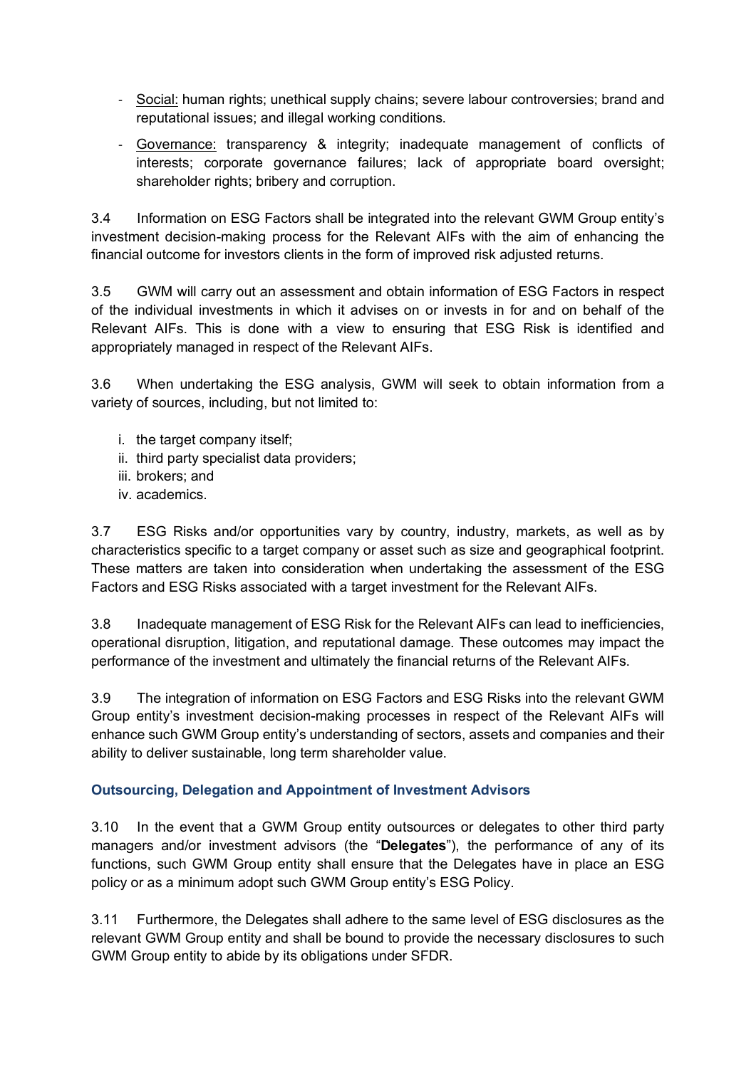- Social: human rights; unethical supply chains; severe labour controversies; brand and reputational issues; and illegal working conditions.
- Governance: transparency & integrity; inadequate management of conflicts of interests; corporate governance failures; lack of appropriate board oversight; shareholder rights; bribery and corruption.

3.4 Information on ESG Factors shall be integrated into the relevant GWM Group entity's investment decision-making process for the Relevant AIFs with the aim of enhancing the financial outcome for investors clients in the form of improved risk adjusted returns.

3.5 GWM will carry out an assessment and obtain information of ESG Factors in respect of the individual investments in which it advises on or invests in for and on behalf of the Relevant AIFs. This is done with a view to ensuring that ESG Risk is identified and appropriately managed in respect of the Relevant AIFs.

3.6 When undertaking the ESG analysis, GWM will seek to obtain information from a variety of sources, including, but not limited to:

i. the target company itself;
ii. third party specialist data providers;
iii. brokers; and
iv. academics.

3.7 ESG Risks and/or opportunities vary by country, industry, markets, as well as by characteristics specific to a target company or asset such as size and geographical footprint. These matters are taken into consideration when undertaking the assessment of the ESG Factors and ESG Risks associated with a target investment for the Relevant AIFs.

3.8 Inadequate management of ESG Risk for the Relevant AIFs can lead to inefficiencies, operational disruption, litigation, and reputational damage. These outcomes may impact the performance of the investment and ultimately the financial returns of the Relevant AIFs.

3.9 The integration of information on ESG Factors and ESG Risks into the relevant GWM Group entity's investment decision-making processes in respect of the Relevant AIFs will enhance such GWM Group entity's understanding of sectors, assets and companies and their ability to deliver sustainable, long term shareholder value.

### Outsourcing, Delegation and Appointment of Investment Advisors

3.10 In the event that a GWM Group entity outsources or delegates to other third party managers and/or investment advisors (the "**Delegates**"), the performance of any of its functions, such GWM Group entity shall ensure that the Delegates have in place an ESG policy or as a minimum adopt such GWM Group entity's ESG Policy.

3.11 Furthermore, the Delegates shall adhere to the same level of ESG disclosures as the relevant GWM Group entity and shall be bound to provide the necessary disclosures to such GWM Group entity to abide by its obligations under SFDR.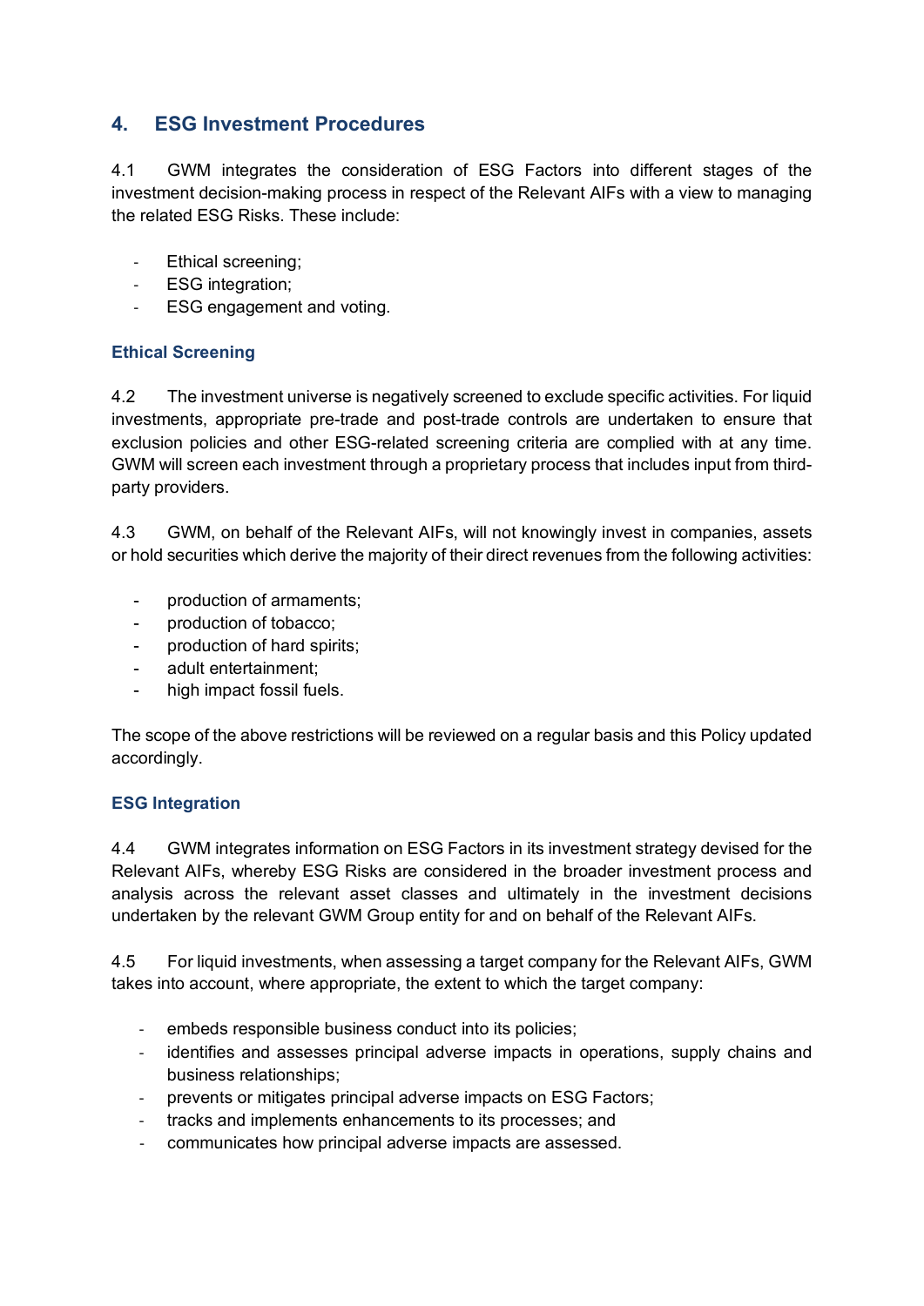## 4. ESG Investment Procedures

4.1 GWM integrates the consideration of ESG Factors into different stages of the investment decision-making process in respect of the Relevant AIFs with a view to managing the related ESG Risks. These include:

- Ethical screening;
- ESG integration;
- ESG engagement and voting.

### Ethical Screening

4.2 The investment universe is negatively screened to exclude specific activities. For liquid investments, appropriate pre-trade and post-trade controls are undertaken to ensure that exclusion policies and other ESG-related screening criteria are complied with at any time. GWM will screen each investment through a proprietary process that includes input from third-party providers.

4.3 GWM, on behalf of the Relevant AIFs, will not knowingly invest in companies, assets or hold securities which derive the majority of their direct revenues from the following activities:

- production of armaments;
- production of tobacco;
- production of hard spirits;
- adult entertainment;
- high impact fossil fuels.

The scope of the above restrictions will be reviewed on a regular basis and this Policy updated accordingly.

### ESG Integration

4.4 GWM integrates information on ESG Factors in its investment strategy devised for the Relevant AIFs, whereby ESG Risks are considered in the broader investment process and analysis across the relevant asset classes and ultimately in the investment decisions undertaken by the relevant GWM Group entity for and on behalf of the Relevant AIFs.

4.5 For liquid investments, when assessing a target company for the Relevant AIFs, GWM takes into account, where appropriate, the extent to which the target company:

- embeds responsible business conduct into its policies;
- identifies and assesses principal adverse impacts in operations, supply chains and business relationships;
- prevents or mitigates principal adverse impacts on ESG Factors;
- tracks and implements enhancements to its processes; and
- communicates how principal adverse impacts are assessed.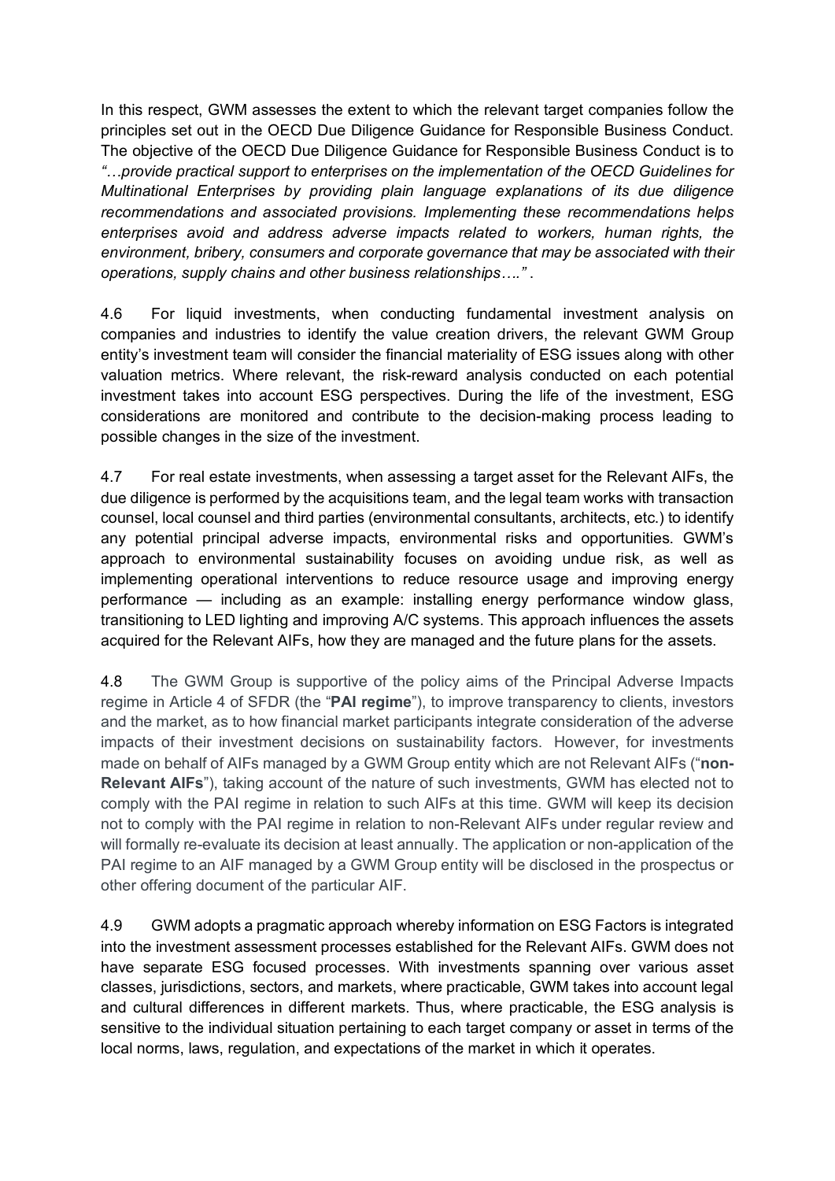In this respect, GWM assesses the extent to which the relevant target companies follow the principles set out in the OECD Due Diligence Guidance for Responsible Business Conduct. The objective of the OECD Due Diligence Guidance for Responsible Business Conduct is to *"…provide practical support to enterprises on the implementation of the OECD Guidelines for Multinational Enterprises by providing plain language explanations of its due diligence recommendations and associated provisions. Implementing these recommendations helps enterprises avoid and address adverse impacts related to workers, human rights, the environment, bribery, consumers and corporate governance that may be associated with their operations, supply chains and other business relationships…."* .

4.6 For liquid investments, when conducting fundamental investment analysis on companies and industries to identify the value creation drivers, the relevant GWM Group entity's investment team will consider the financial materiality of ESG issues along with other valuation metrics. Where relevant, the risk-reward analysis conducted on each potential investment takes into account ESG perspectives. During the life of the investment, ESG considerations are monitored and contribute to the decision-making process leading to possible changes in the size of the investment.

4.7 For real estate investments, when assessing a target asset for the Relevant AIFs, the due diligence is performed by the acquisitions team, and the legal team works with transaction counsel, local counsel and third parties (environmental consultants, architects, etc.) to identify any potential principal adverse impacts, environmental risks and opportunities. GWM's approach to environmental sustainability focuses on avoiding undue risk, as well as implementing operational interventions to reduce resource usage and improving energy performance — including as an example: installing energy performance window glass, transitioning to LED lighting and improving A/C systems. This approach influences the assets acquired for the Relevant AIFs, how they are managed and the future plans for the assets.

4.8 The GWM Group is supportive of the policy aims of the Principal Adverse Impacts regime in Article 4 of SFDR (the "**PAI regime**"), to improve transparency to clients, investors and the market, as to how financial market participants integrate consideration of the adverse impacts of their investment decisions on sustainability factors. However, for investments made on behalf of AIFs managed by a GWM Group entity which are not Relevant AIFs ("**non-Relevant AIFs**"), taking account of the nature of such investments, GWM has elected not to comply with the PAI regime in relation to such AIFs at this time. GWM will keep its decision not to comply with the PAI regime in relation to non-Relevant AIFs under regular review and will formally re-evaluate its decision at least annually. The application or non-application of the PAI regime to an AIF managed by a GWM Group entity will be disclosed in the prospectus or other offering document of the particular AIF.

4.9 GWM adopts a pragmatic approach whereby information on ESG Factors is integrated into the investment assessment processes established for the Relevant AIFs. GWM does not have separate ESG focused processes. With investments spanning over various asset classes, jurisdictions, sectors, and markets, where practicable, GWM takes into account legal and cultural differences in different markets. Thus, where practicable, the ESG analysis is sensitive to the individual situation pertaining to each target company or asset in terms of the local norms, laws, regulation, and expectations of the market in which it operates.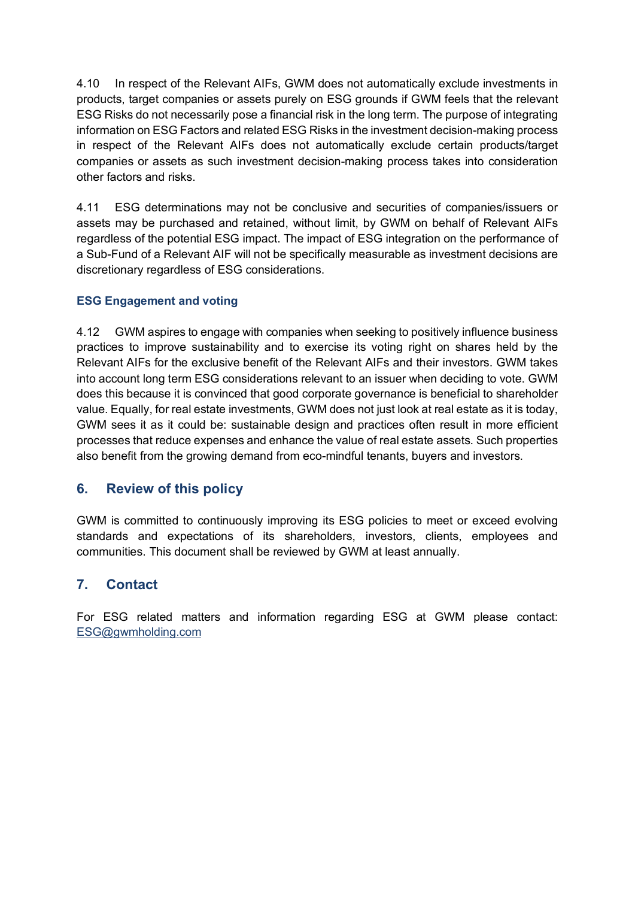4.10 In respect of the Relevant AIFs, GWM does not automatically exclude investments in products, target companies or assets purely on ESG grounds if GWM feels that the relevant ESG Risks do not necessarily pose a financial risk in the long term. The purpose of integrating information on ESG Factors and related ESG Risks in the investment decision-making process in respect of the Relevant AIFs does not automatically exclude certain products/target companies or assets as such investment decision-making process takes into consideration other factors and risks.

4.11 ESG determinations may not be conclusive and securities of companies/issuers or assets may be purchased and retained, without limit, by GWM on behalf of Relevant AIFs regardless of the potential ESG impact. The impact of ESG integration on the performance of a Sub-Fund of a Relevant AIF will not be specifically measurable as investment decisions are discretionary regardless of ESG considerations.

### ESG Engagement and voting

4.12 GWM aspires to engage with companies when seeking to positively influence business practices to improve sustainability and to exercise its voting right on shares held by the Relevant AIFs for the exclusive benefit of the Relevant AIFs and their investors. GWM takes into account long term ESG considerations relevant to an issuer when deciding to vote. GWM does this because it is convinced that good corporate governance is beneficial to shareholder value. Equally, for real estate investments, GWM does not just look at real estate as it is today, GWM sees it as it could be: sustainable design and practices often result in more efficient processes that reduce expenses and enhance the value of real estate assets. Such properties also benefit from the growing demand from eco-mindful tenants, buyers and investors.

## 6. Review of this policy

GWM is committed to continuously improving its ESG policies to meet or exceed evolving standards and expectations of its shareholders, investors, clients, employees and communities. This document shall be reviewed by GWM at least annually.

## 7. Contact

For ESG related matters and information regarding ESG at GWM please contact: ESG@gwmholding.com